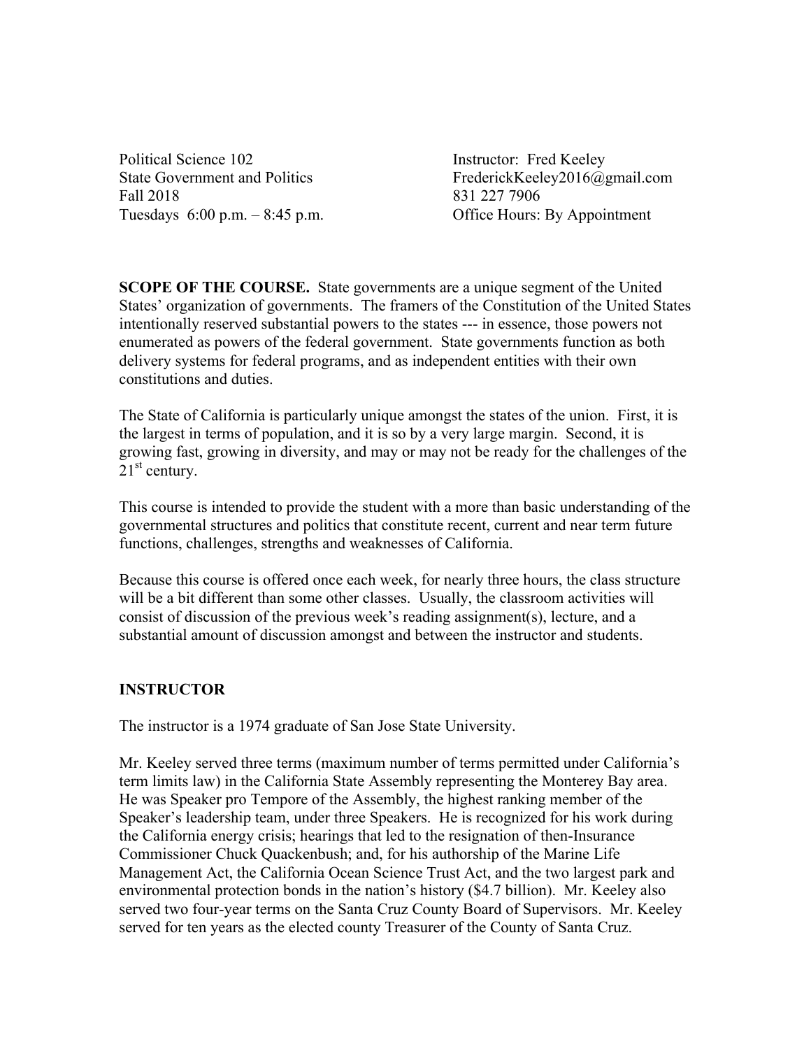Political Science 102
State Government and Politics
Fall 2018
Tuesdays 6:00 p.m. – 8:45 p.m.

Instructor: Fred Keeley
FrederickKeeley2016@gmail.com
831 227 7906
Office Hours: By Appointment

**SCOPE OF THE COURSE.** State governments are a unique segment of the United States' organization of governments. The framers of the Constitution of the United States intentionally reserved substantial powers to the states --- in essence, those powers not enumerated as powers of the federal government. State governments function as both delivery systems for federal programs, and as independent entities with their own constitutions and duties.

The State of California is particularly unique amongst the states of the union. First, it is the largest in terms of population, and it is so by a very large margin. Second, it is growing fast, growing in diversity, and may or may not be ready for the challenges of the 21st century.

This course is intended to provide the student with a more than basic understanding of the governmental structures and politics that constitute recent, current and near term future functions, challenges, strengths and weaknesses of California.

Because this course is offered once each week, for nearly three hours, the class structure will be a bit different than some other classes. Usually, the classroom activities will consist of discussion of the previous week's reading assignment(s), lecture, and a substantial amount of discussion amongst and between the instructor and students.

## INSTRUCTOR

The instructor is a 1974 graduate of San Jose State University.

Mr. Keeley served three terms (maximum number of terms permitted under California's term limits law) in the California State Assembly representing the Monterey Bay area. He was Speaker pro Tempore of the Assembly, the highest ranking member of the Speaker's leadership team, under three Speakers. He is recognized for his work during the California energy crisis; hearings that led to the resignation of then-Insurance Commissioner Chuck Quackenbush; and, for his authorship of the Marine Life Management Act, the California Ocean Science Trust Act, and the two largest park and environmental protection bonds in the nation's history ($4.7 billion). Mr. Keeley also served two four-year terms on the Santa Cruz County Board of Supervisors. Mr. Keeley served for ten years as the elected county Treasurer of the County of Santa Cruz.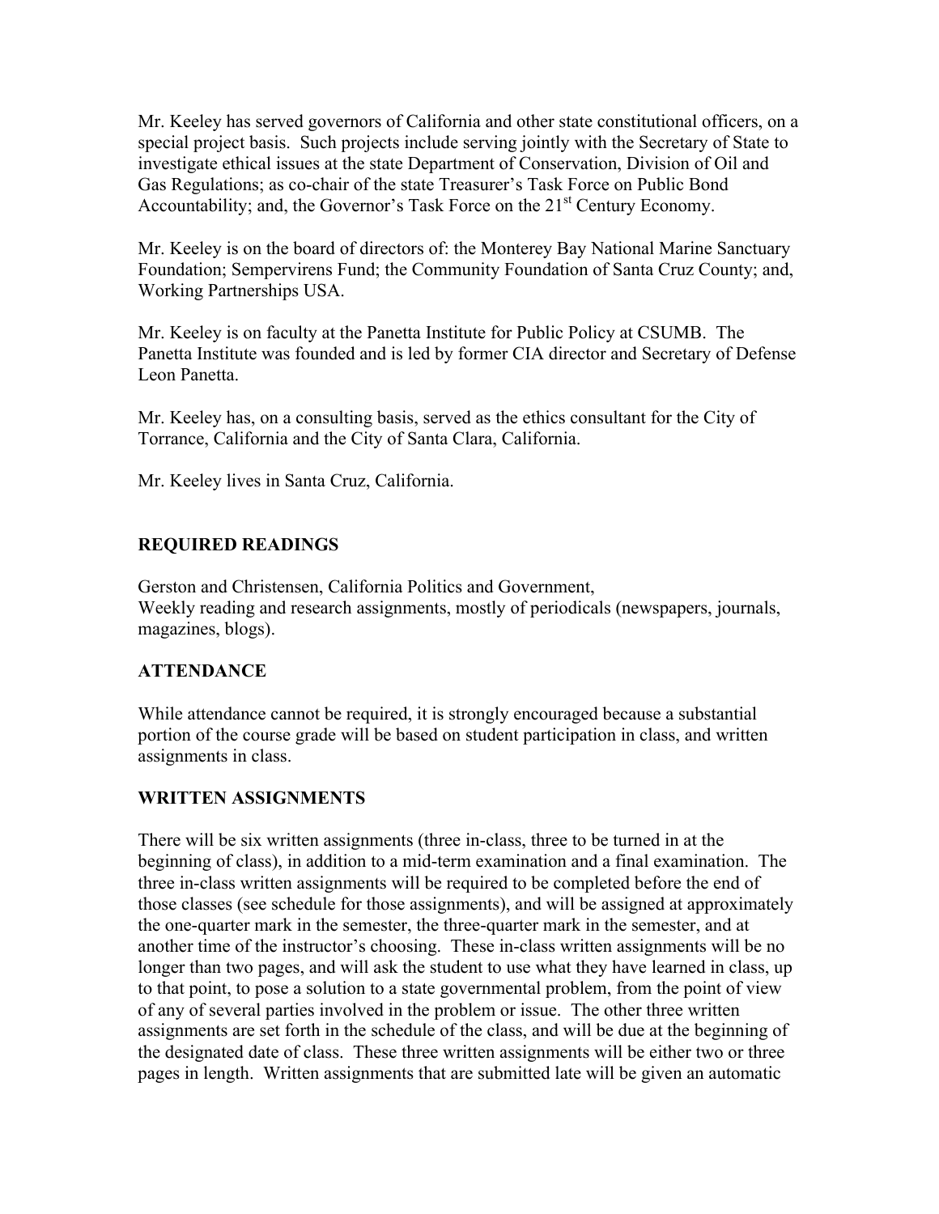Mr. Keeley has served governors of California and other state constitutional officers, on a special project basis. Such projects include serving jointly with the Secretary of State to investigate ethical issues at the state Department of Conservation, Division of Oil and Gas Regulations; as co-chair of the state Treasurer's Task Force on Public Bond Accountability; and, the Governor's Task Force on the 21st Century Economy.

Mr. Keeley is on the board of directors of: the Monterey Bay National Marine Sanctuary Foundation; Sempervirens Fund; the Community Foundation of Santa Cruz County; and, Working Partnerships USA.

Mr. Keeley is on faculty at the Panetta Institute for Public Policy at CSUMB. The Panetta Institute was founded and is led by former CIA director and Secretary of Defense Leon Panetta.

Mr. Keeley has, on a consulting basis, served as the ethics consultant for the City of Torrance, California and the City of Santa Clara, California.

Mr. Keeley lives in Santa Cruz, California.

## REQUIRED READINGS

Gerston and Christensen, California Politics and Government,
Weekly reading and research assignments, mostly of periodicals (newspapers, journals, magazines, blogs).

## ATTENDANCE

While attendance cannot be required, it is strongly encouraged because a substantial portion of the course grade will be based on student participation in class, and written assignments in class.

## WRITTEN ASSIGNMENTS

There will be six written assignments (three in-class, three to be turned in at the beginning of class), in addition to a mid-term examination and a final examination. The three in-class written assignments will be required to be completed before the end of those classes (see schedule for those assignments), and will be assigned at approximately the one-quarter mark in the semester, the three-quarter mark in the semester, and at another time of the instructor's choosing. These in-class written assignments will be no longer than two pages, and will ask the student to use what they have learned in class, up to that point, to pose a solution to a state governmental problem, from the point of view of any of several parties involved in the problem or issue. The other three written assignments are set forth in the schedule of the class, and will be due at the beginning of the designated date of class. These three written assignments will be either two or three pages in length. Written assignments that are submitted late will be given an automatic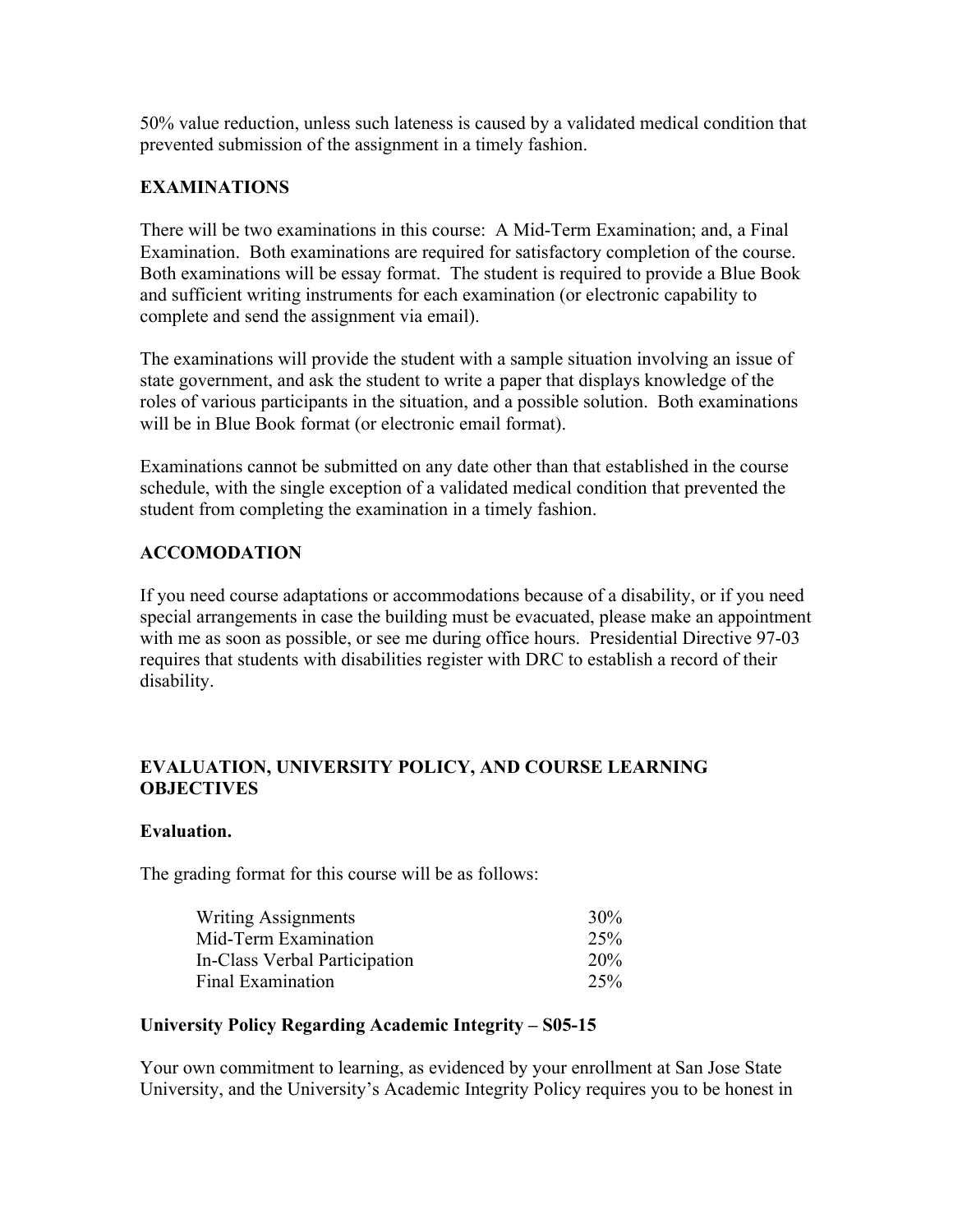50% value reduction, unless such lateness is caused by a validated medical condition that prevented submission of the assignment in a timely fashion.

## EXAMINATIONS

There will be two examinations in this course: A Mid-Term Examination; and, a Final Examination. Both examinations are required for satisfactory completion of the course. Both examinations will be essay format. The student is required to provide a Blue Book and sufficient writing instruments for each examination (or electronic capability to complete and send the assignment via email).

The examinations will provide the student with a sample situation involving an issue of state government, and ask the student to write a paper that displays knowledge of the roles of various participants in the situation, and a possible solution. Both examinations will be in Blue Book format (or electronic email format).

Examinations cannot be submitted on any date other than that established in the course schedule, with the single exception of a validated medical condition that prevented the student from completing the examination in a timely fashion.

## ACCOMODATION

If you need course adaptations or accommodations because of a disability, or if you need special arrangements in case the building must be evacuated, please make an appointment with me as soon as possible, or see me during office hours. Presidential Directive 97-03 requires that students with disabilities register with DRC to establish a record of their disability.

## EVALUATION, UNIVERSITY POLICY, AND COURSE LEARNING OBJECTIVES

### Evaluation.

The grading format for this course will be as follows:

| Component | Weight |
|---|---|
| Writing Assignments | 30% |
| Mid-Term Examination | 25% |
| In-Class Verbal Participation | 20% |
| Final Examination | 25% |

### University Policy Regarding Academic Integrity – S05-15

Your own commitment to learning, as evidenced by your enrollment at San Jose State University, and the University's Academic Integrity Policy requires you to be honest in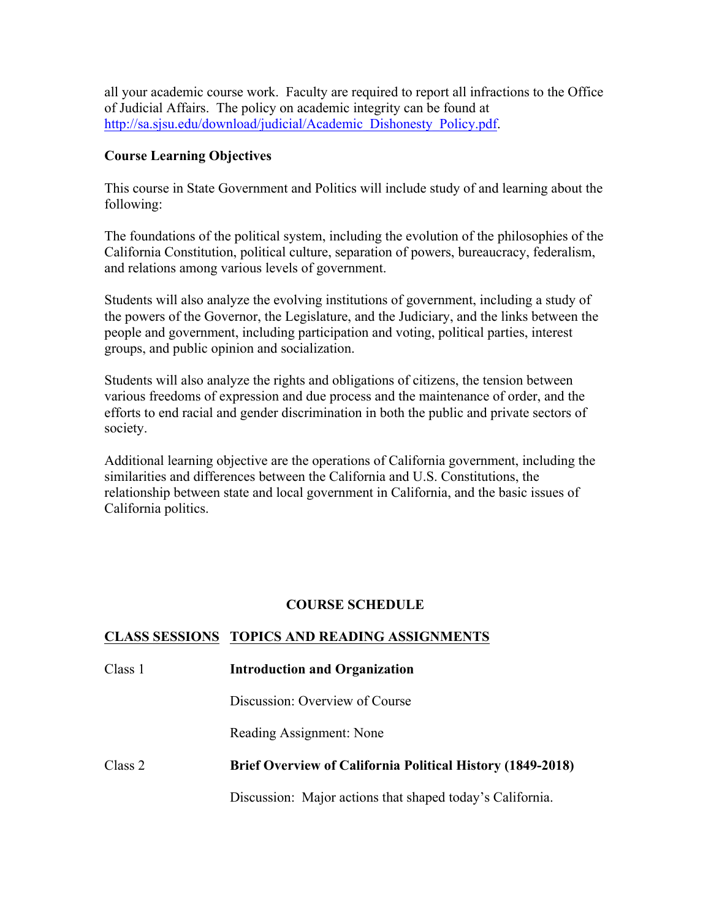all your academic course work. Faculty are required to report all infractions to the Office of Judicial Affairs. The policy on academic integrity can be found at http://sa.sjsu.edu/download/judicial/Academic_Dishonesty_Policy.pdf.

**Course Learning Objectives**

This course in State Government and Politics will include study of and learning about the following:

The foundations of the political system, including the evolution of the philosophies of the California Constitution, political culture, separation of powers, bureaucracy, federalism, and relations among various levels of government.

Students will also analyze the evolving institutions of government, including a study of the powers of the Governor, the Legislature, and the Judiciary, and the links between the people and government, including participation and voting, political parties, interest groups, and public opinion and socialization.

Students will also analyze the rights and obligations of citizens, the tension between various freedoms of expression and due process and the maintenance of order, and the efforts to end racial and gender discrimination in both the public and private sectors of society.

Additional learning objective are the operations of California government, including the similarities and differences between the California and U.S. Constitutions, the relationship between state and local government in California, and the basic issues of California politics.

**COURSE SCHEDULE**

| CLASS SESSIONS | TOPICS AND READING ASSIGNMENTS |
|---|---|
| Class 1 | **Introduction and Organization** |
| | Discussion: Overview of Course |
| | Reading Assignment: None |
| Class 2 | **Brief Overview of California Political History (1849-2018)** |
| | Discussion: Major actions that shaped today's California. |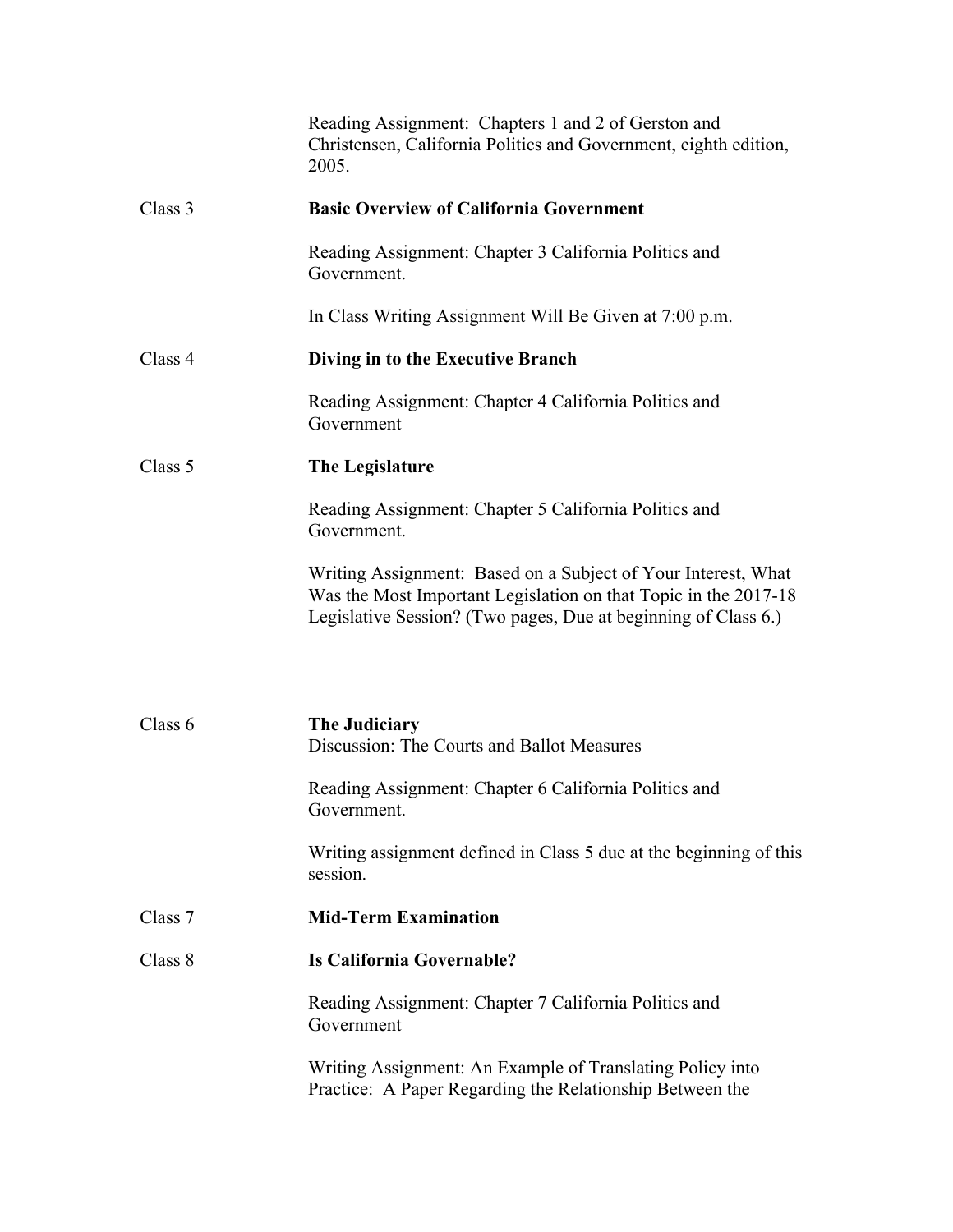Reading Assignment: Chapters 1 and 2 of Gerston and Christensen, California Politics and Government, eighth edition, 2005.

Class 3 **Basic Overview of California Government**

Reading Assignment: Chapter 3 California Politics and Government.

In Class Writing Assignment Will Be Given at 7:00 p.m.

Class 4 **Diving in to the Executive Branch**

Reading Assignment: Chapter 4 California Politics and Government

Class 5 **The Legislature**

Reading Assignment: Chapter 5 California Politics and Government.

Writing Assignment: Based on a Subject of Your Interest, What Was the Most Important Legislation on that Topic in the 2017-18 Legislative Session? (Two pages, Due at beginning of Class 6.)

Class 6 **The Judiciary**
Discussion: The Courts and Ballot Measures

Reading Assignment: Chapter 6 California Politics and Government.

Writing assignment defined in Class 5 due at the beginning of this session.

Class 7 **Mid-Term Examination**

Class 8 **Is California Governable?**

Reading Assignment: Chapter 7 California Politics and Government

Writing Assignment: An Example of Translating Policy into Practice: A Paper Regarding the Relationship Between the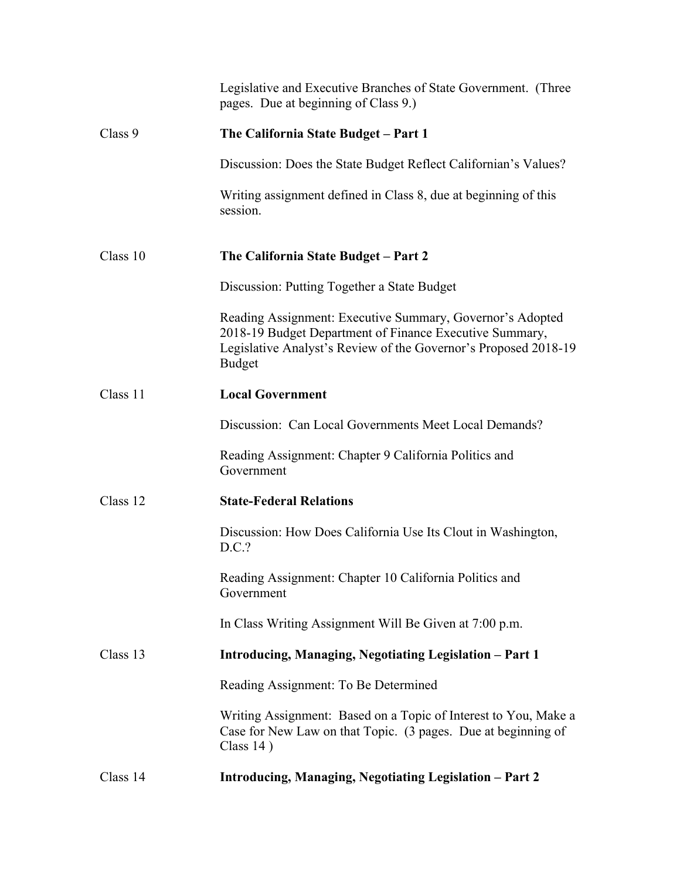Legislative and Executive Branches of State Government. (Three pages. Due at beginning of Class 9.)

Class 9 **The California State Budget – Part 1**

Discussion: Does the State Budget Reflect Californian's Values?

Writing assignment defined in Class 8, due at beginning of this session.

Class 10 **The California State Budget – Part 2**

Discussion: Putting Together a State Budget

Reading Assignment: Executive Summary, Governor's Adopted 2018-19 Budget Department of Finance Executive Summary, Legislative Analyst's Review of the Governor's Proposed 2018-19 Budget

Class 11 **Local Government**

Discussion: Can Local Governments Meet Local Demands?

Reading Assignment: Chapter 9 California Politics and Government

Class 12 **State-Federal Relations**

Discussion: How Does California Use Its Clout in Washington, D.C.?

Reading Assignment: Chapter 10 California Politics and Government

In Class Writing Assignment Will Be Given at 7:00 p.m.

Class 13 **Introducing, Managing, Negotiating Legislation – Part 1**

Reading Assignment: To Be Determined

Writing Assignment: Based on a Topic of Interest to You, Make a Case for New Law on that Topic. (3 pages. Due at beginning of Class 14 )

Class 14 **Introducing, Managing, Negotiating Legislation – Part 2**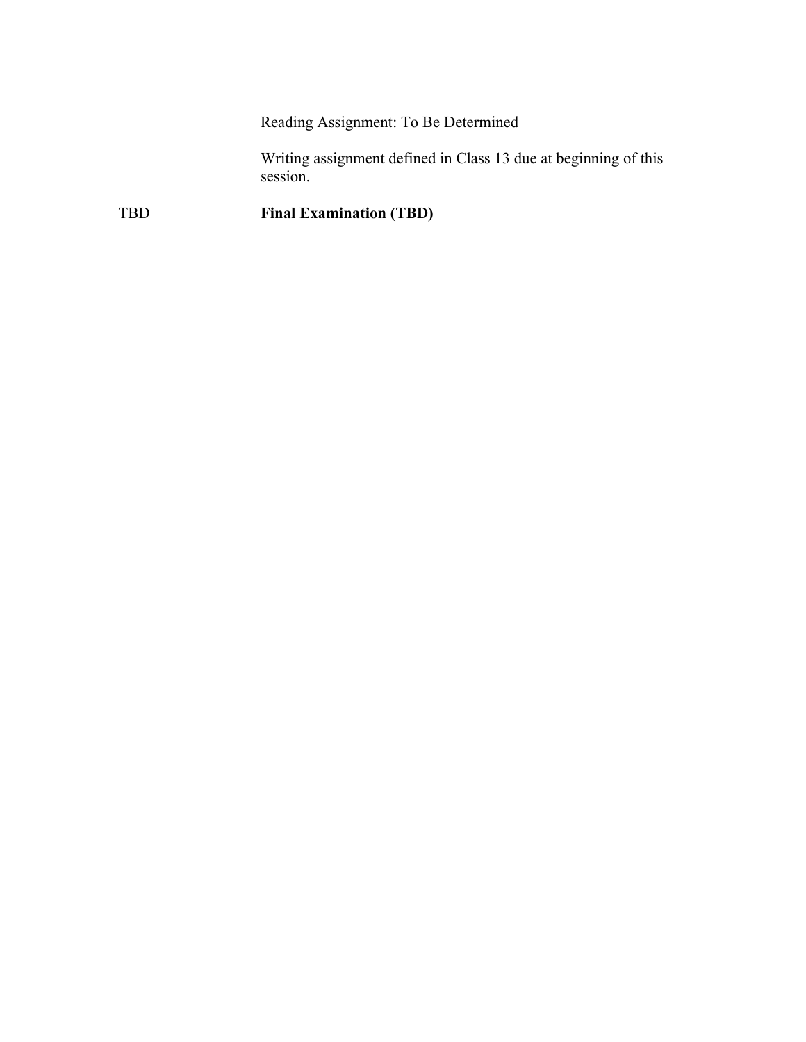Reading Assignment: To Be Determined

Writing assignment defined in Class 13 due at beginning of this session.

| | |
|---|---|
| TBD | **Final Examination (TBD)** |